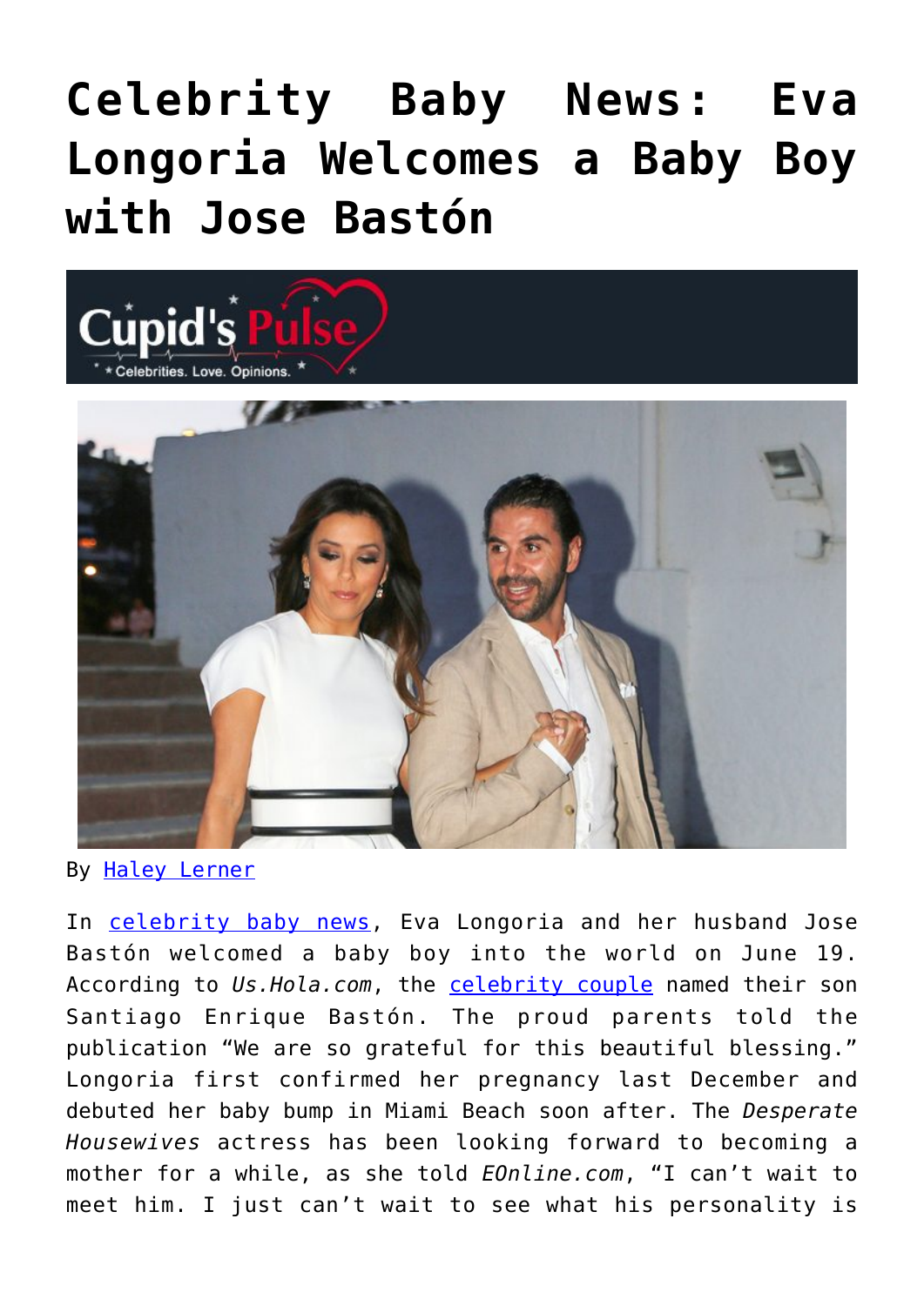# Celebrity Baby News: Eva Longoria Welcomes a Baby Boy with Jose Bastón

By Haley Lerner

In celebrity baby news, Eva Longoria and her husband Jose Bastón welcomed a baby boy into the world on June 19. According to *Us.Hola.com*, the celebrity couple named their son Santiago Enrique Bastón. The proud parents told the publication "We are so grateful for this beautiful blessing." Longoria first confirmed her pregnancy last December and debuted her baby bump in Miami Beach soon after. The *Desperate Housewives* actress has been looking forward to becoming a mother for a while, as she told *EOnline.com*, "I can't wait to meet him. I just can't wait to see what his personality is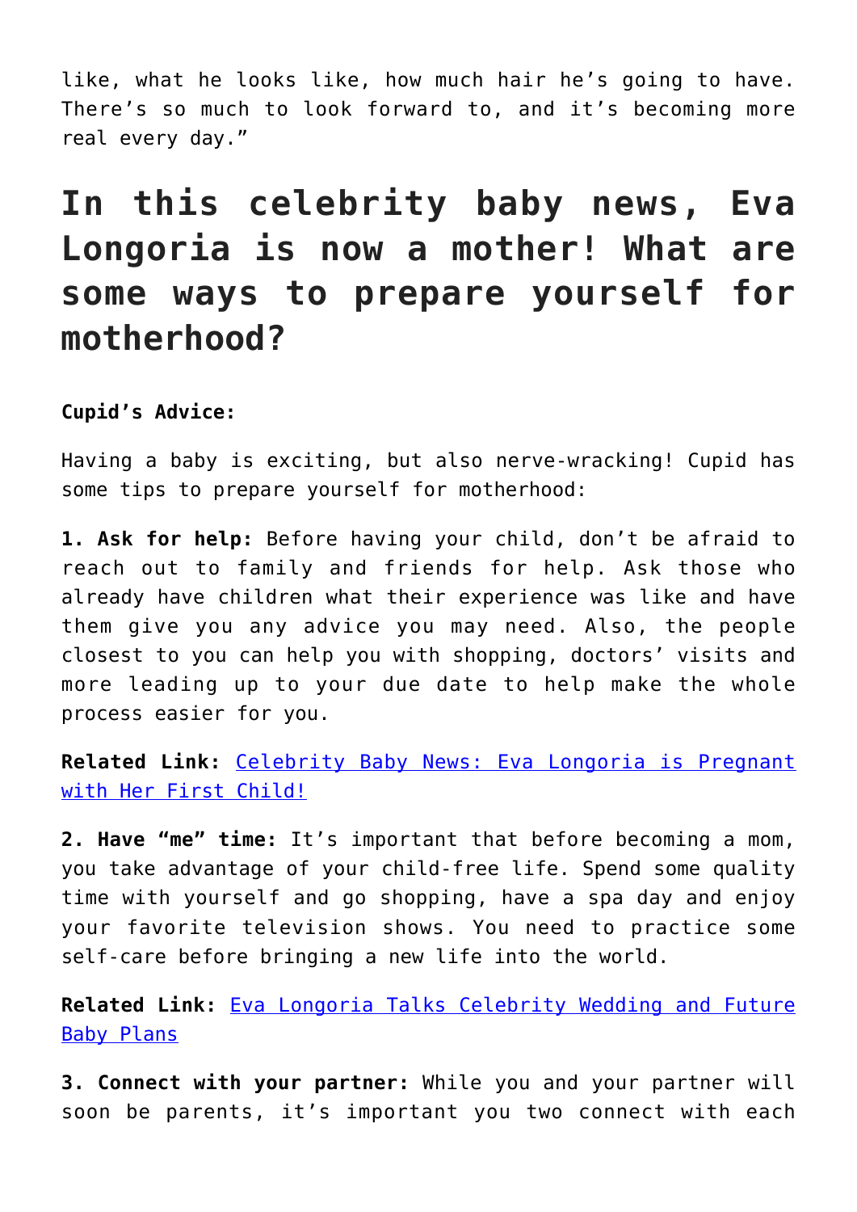like, what he looks like, how much hair he's going to have. There's so much to look forward to, and it's becoming more real every day."

## In this celebrity baby news, Eva Longoria is now a mother! What are some ways to prepare yourself for motherhood?

**Cupid's Advice:**

Having a baby is exciting, but also nerve-wracking! Cupid has some tips to prepare yourself for motherhood:

**1. Ask for help:** Before having your child, don't be afraid to reach out to family and friends for help. Ask those who already have children what their experience was like and have them give you any advice you may need. Also, the people closest to you can help you with shopping, doctors' visits and more leading up to your due date to help make the whole process easier for you.

**Related Link:** [Celebrity Baby News: Eva Longoria is Pregnant with Her First Child!]()

**2. Have "me" time:** It's important that before becoming a mom, you take advantage of your child-free life. Spend some quality time with yourself and go shopping, have a spa day and enjoy your favorite television shows. You need to practice some self-care before bringing a new life into the world.

**Related Link:** [Eva Longoria Talks Celebrity Wedding and Future Baby Plans]()

**3. Connect with your partner:** While you and your partner will soon be parents, it's important you two connect with each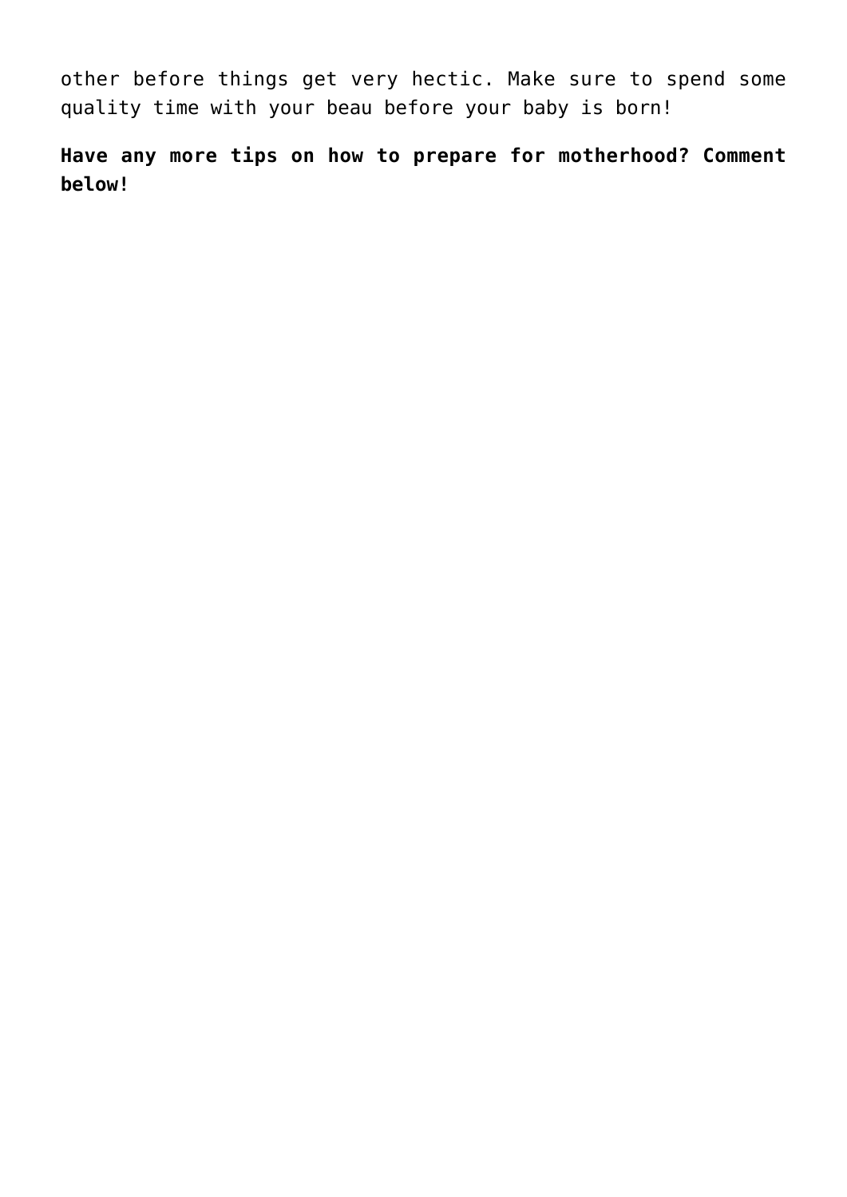other before things get very hectic. Make sure to spend some quality time with your beau before your baby is born!

**Have any more tips on how to prepare for motherhood? Comment below!**